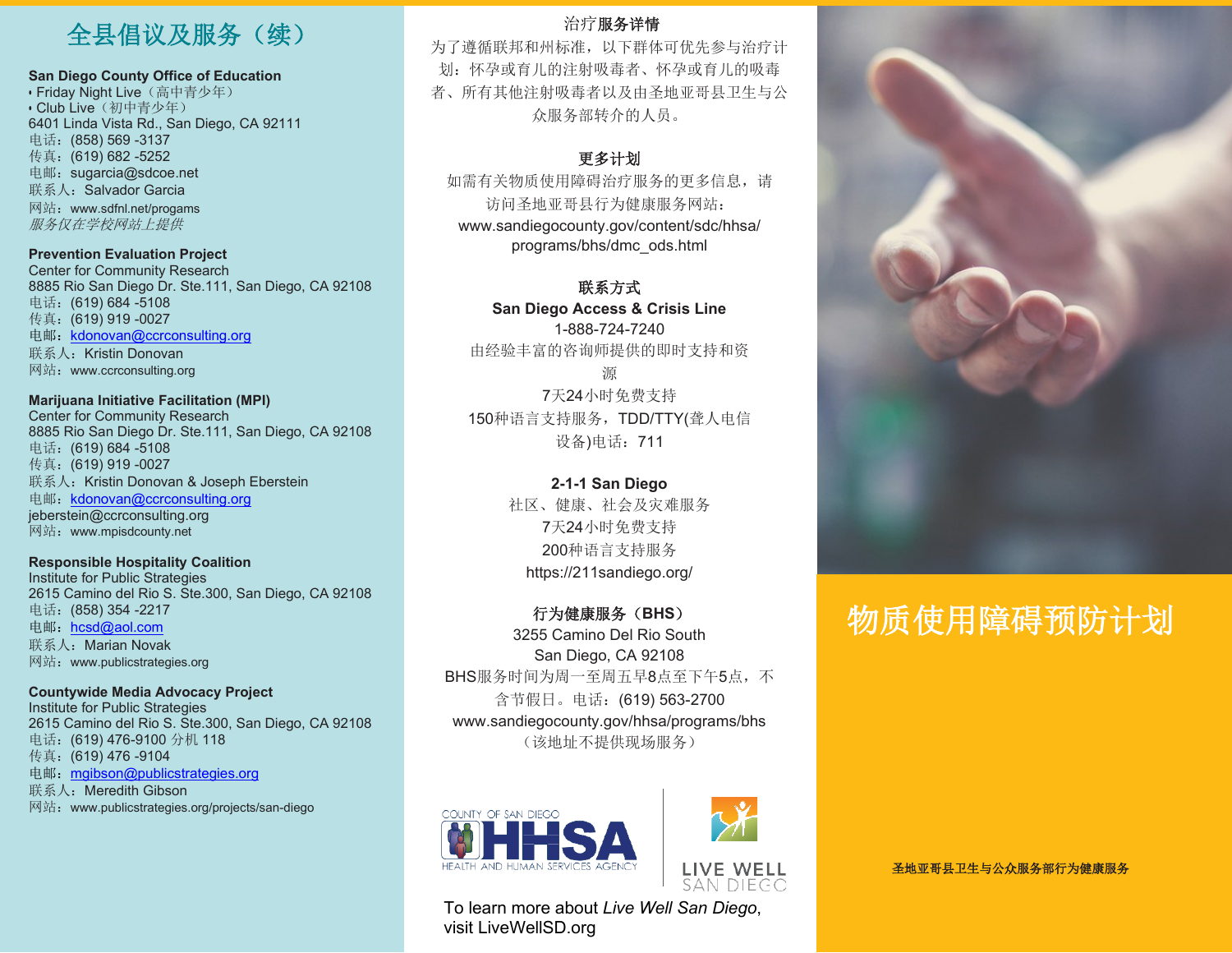# 全县倡议及服务（续）

**San Diego County Office of Education**

- Friday Night Live（高中青少年）
- Club Live（初中青少年）

6401 Linda Vista Rd., San Diego, CA 92111
电话：(858) 569 -3137
传真：(619) 682 -5252
电邮：sugarcia@sdcoe.net
联系人：Salvador Garcia
网站：www.sdfnl.net/progams
*服务仅在学校网站上提供*

**Prevention Evaluation Project**
Center for Community Research
8885 Rio San Diego Dr. Ste.111, San Diego, CA 92108
电话：(619) 684 -5108
传真：(619) 919 -0027
电邮：kdonovan@ccrconsulting.org
联系人：Kristin Donovan
网站：www.ccrconsulting.org

**Marijuana Initiative Facilitation (MPI)**
Center for Community Research
8885 Rio San Diego Dr. Ste.111, San Diego, CA 92108
电话：(619) 684 -5108
传真：(619) 919 -0027
联系人：Kristin Donovan & Joseph Eberstein
电邮：kdonovan@ccrconsulting.org
jeberstein@ccrconsulting.org
网站：www.mpisdcounty.net

**Responsible Hospitality Coalition**
Institute for Public Strategies
2615 Camino del Rio S. Ste.300, San Diego, CA 92108
电话：(858) 354 -2217
电邮：hcsd@aol.com
联系人：Marian Novak
网站：www.publicstrategies.org

**Countywide Media Advocacy Project**
Institute for Public Strategies
2615 Camino del Rio S. Ste.300, San Diego, CA 92108
电话：(619) 476-9100 分机 118
传真：(619) 476 -9104
电邮：mgibson@publicstrategies.org
联系人：Meredith Gibson
网站：www.publicstrategies.org/projects/san-diego

## 治疗服务详情

为了遵循联邦和州标准，以下群体可优先参与治疗计划：怀孕或育儿的注射吸毒者、怀孕或育儿的吸毒者、所有其他注射吸毒者以及由圣地亚哥县卫生与公众服务部转介的人员。

## 更多计划

如需有关物质使用障碍治疗服务的更多信息，请访问圣地亚哥县行为健康服务网站：
www.sandiegocounty.gov/content/sdc/hhsa/programs/bhs/dmc_ods.html

## 联系方式

**San Diego Access & Crisis Line**
1-888-724-7240
由经验丰富的咨询师提供的即时支持和资源
7天24小时免费支持
150种语言支持服务，TDD/TTY(聋人电信设备)电话：711

**2-1-1 San Diego**
社区、健康、社会及灾难服务
7天24小时免费支持
200种语言支持服务
https://211sandiego.org/

**行为健康服务（BHS）**
3255 Camino Del Rio South
San Diego, CA 92108
BHS服务时间为周一至周五早8点至下午5点，不含节假日。电话：(619) 563-2700
www.sandiegocounty.gov/hhsa/programs/bhs
（该地址不提供现场服务）

COUNTY OF SAN DIEGO HHSA HEALTH AND HUMAN SERVICES AGENCY

LIVE WELL SAN DIEGO

To learn more about *Live Well San Diego*, visit LiveWellSD.org

# 物质使用障碍预防计划

**圣地亚哥县卫生与公众服务部行为健康服务**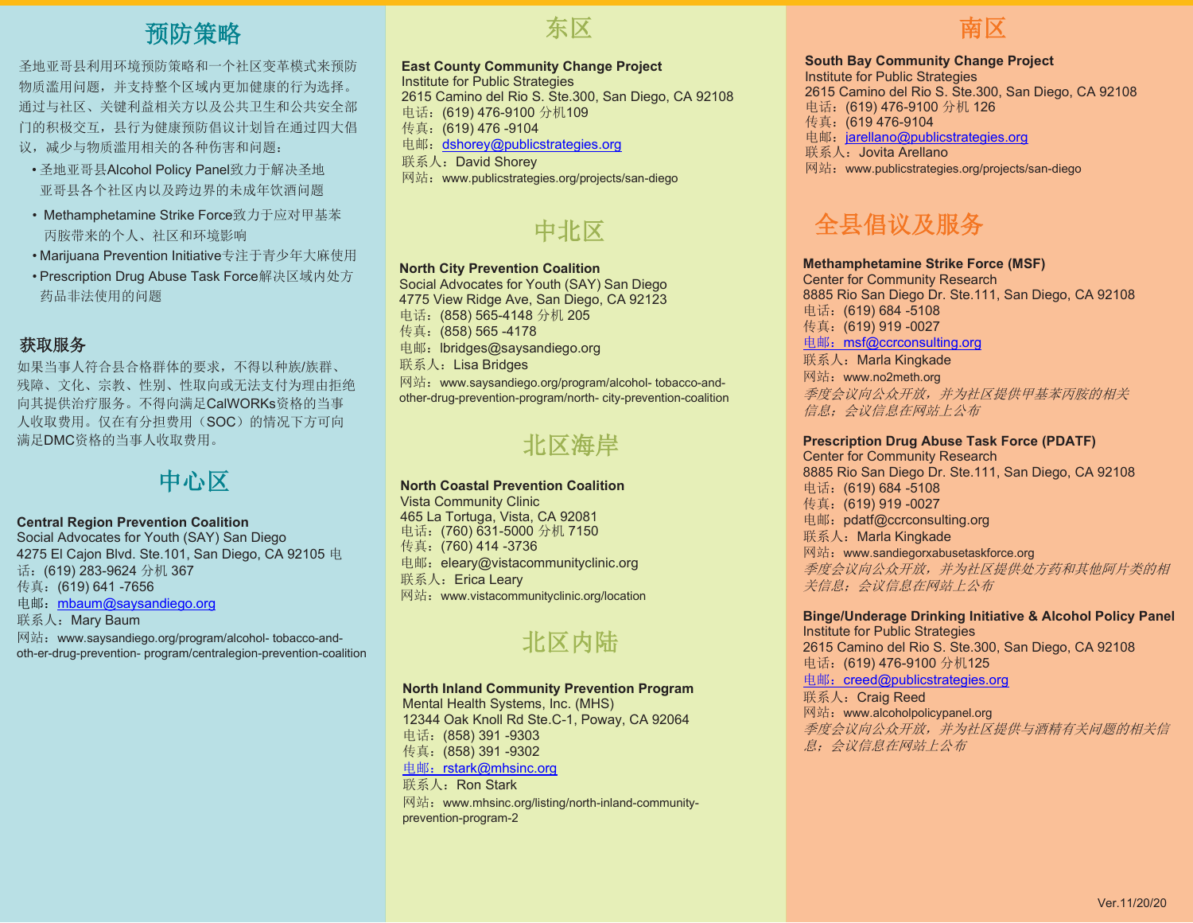## 预防策略

圣地亚哥县利用环境预防策略和一个社区变革模式来预防物质滥用问题，并支持整个区域内更加健康的行为选择。通过与社区、关键利益相关方以及公共卫生和公共安全部门的积极交互，县行为健康预防倡议计划旨在通过四大倡议，减少与物质滥用相关的各种伤害和问题：

- 圣地亚哥县Alcohol Policy Panel致力于解决圣地亚哥县各个社区内以及跨边界的未成年饮酒问题
- Methamphetamine Strike Force致力于应对甲基苯丙胺带来的个人、社区和环境影响
- Marijuana Prevention Initiative专注于青少年大麻使用
- Prescription Drug Abuse Task Force解决区域内处方药品非法使用的问题

### 获取服务

如果当事人符合县合格群体的要求，不得以种族/族群、残障、文化、宗教、性别、性取向或无法支付为理由拒绝向其提供治疗服务。不得向满足CalWORKs资格的当事人收取费用。仅在有分担费用（SOC）的情况下方可向满足DMC资格的当事人收取费用。

## 中心区

**Central Region Prevention Coalition**
Social Advocates for Youth (SAY) San Diego
4275 El Cajon Blvd. Ste.101, San Diego, CA 92105
电话：(619) 283-9624 分机 367
传真：(619) 641 -7656
电邮：mbaum@saysandiego.org
联系人：Mary Baum
网站：www.saysandiego.org/program/alcohol- tobacco-and-oth-er-drug-prevention- program/centralegion-prevention-coalition

## 东区

**East County Community Change Project**
Institute for Public Strategies
2615 Camino del Rio S. Ste.300, San Diego, CA 92108
电话：(619) 476-9100 分机109
传真：(619) 476 -9104
电邮：dshorey@publicstrategies.org
联系人：David Shorey
网站：www.publicstrategies.org/projects/san-diego

## 中北区

**North City Prevention Coalition**
Social Advocates for Youth (SAY) San Diego
4775 View Ridge Ave, San Diego, CA 92123
电话：(858) 565-4148 分机 205
传真：(858) 565 -4178
电邮：lbridges@saysandiego.org
联系人：Lisa Bridges
网站：www.saysandiego.org/program/alcohol- tobacco-and-other-drug-prevention-program/north- city-prevention-coalition

## 北区海岸

**North Coastal Prevention Coalition**
Vista Community Clinic
465 La Tortuga, Vista, CA 92081
电话：(760) 631-5000 分机 7150
传真：(760) 414 -3736
电邮：eleary@vistacommunityclinic.org
联系人：Erica Leary
网站：www.vistacommunityclinic.org/location

## 北区内陆

**North Inland Community Prevention Program**
Mental Health Systems, Inc. (MHS)
12344 Oak Knoll Rd Ste.C-1, Poway, CA 92064
电话：(858) 391 -9303
传真：(858) 391 -9302
电邮：rstark@mhsinc.org
联系人：Ron Stark
网站：www.mhsinc.org/listing/north-inland-community-prevention-program-2

## 南区

**South Bay Community Change Project**
Institute for Public Strategies
2615 Camino del Rio S. Ste.300, San Diego, CA 92108
电话：(619) 476-9100 分机 126
传真：(619 476-9104
电邮：jarellano@publicstrategies.org
联系人：Jovita Arellano
网站：www.publicstrategies.org/projects/san-diego

## 全县倡议及服务

**Methamphetamine Strike Force (MSF)**
Center for Community Research
8885 Rio San Diego Dr. Ste.111, San Diego, CA 92108
电话：(619) 684 -5108
传真：(619) 919 -0027
电邮：msf@ccrconsulting.org
联系人：Marla Kingkade
网站：www.no2meth.org
*季度会议向公众开放，并为社区提供甲基苯丙胺的相关信息；会议信息在网站上公布*

**Prescription Drug Abuse Task Force (PDATF)**
Center for Community Research
8885 Rio San Diego Dr. Ste.111, San Diego, CA 92108
电话：(619) 684 -5108
传真：(619) 919 -0027
电邮：pdatf@ccrconsulting.org
联系人：Marla Kingkade
网站：www.sandiegorxabusetaskforce.org
*季度会议向公众开放，并为社区提供处方药和其他阿片类的相关信息；会议信息在网站上公布*

**Binge/Underage Drinking Initiative & Alcohol Policy Panel**
Institute for Public Strategies
2615 Camino del Rio S. Ste.300, San Diego, CA 92108
电话：(619) 476-9100 分机125
电邮：creed@publicstrategies.org
联系人：Craig Reed
网站：www.alcoholpolicypanel.org
*季度会议向公众开放，并为社区提供与酒精有关问题的相关信息；会议信息在网站上公布*

Ver.11/20/20